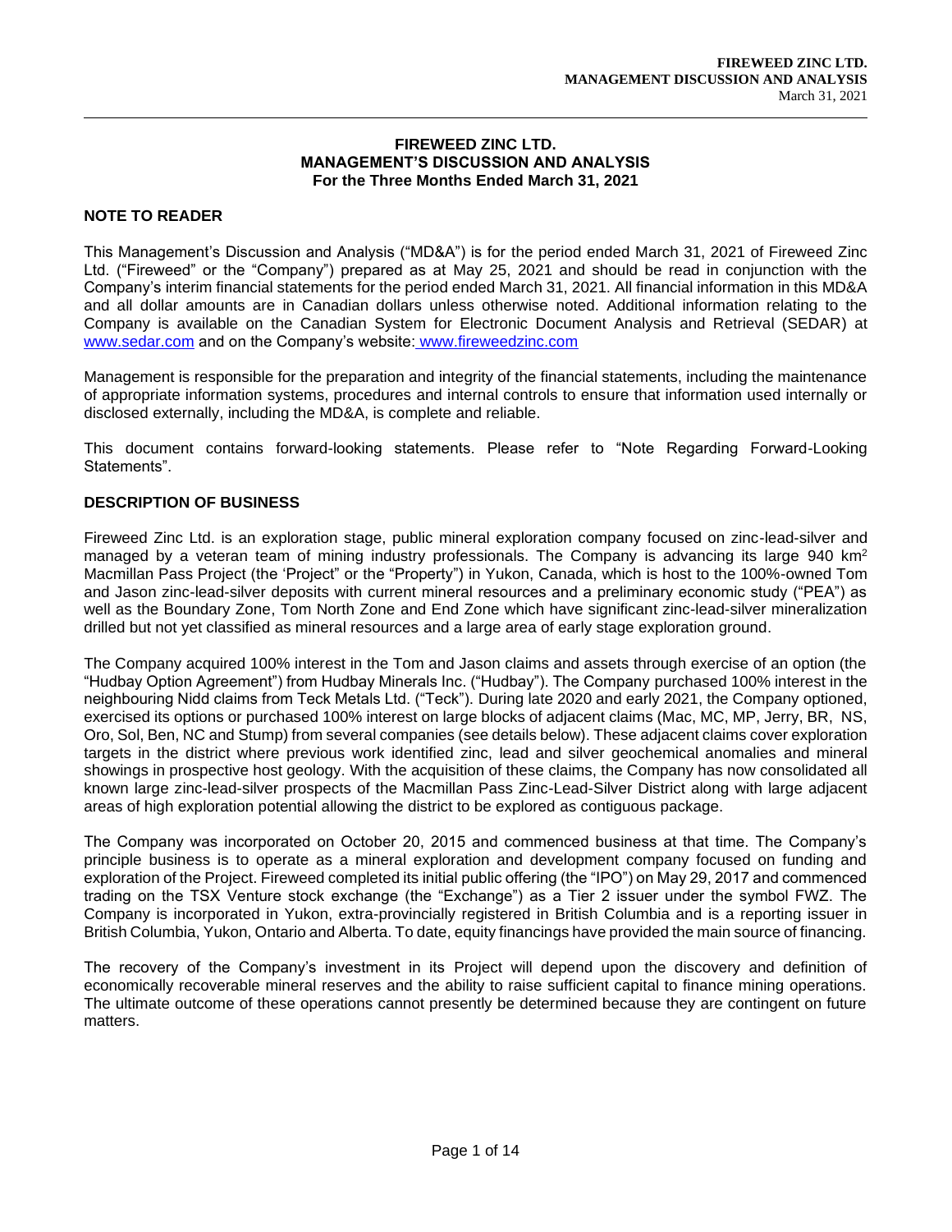# FIREWEED ZINC LTD.
# MANAGEMENT'S DISCUSSION AND ANALYSIS
## For the Three Months Ended March 31, 2021

### NOTE TO READER

This Management's Discussion and Analysis ("MD&A") is for the period ended March 31, 2021 of Fireweed Zinc Ltd. ("Fireweed" or the "Company") prepared as at May 25, 2021 and should be read in conjunction with the Company's interim financial statements for the period ended March 31, 2021. All financial information in this MD&A and all dollar amounts are in Canadian dollars unless otherwise noted. Additional information relating to the Company is available on the Canadian System for Electronic Document Analysis and Retrieval (SEDAR) at www.sedar.com and on the Company's website: www.fireweedzinc.com

Management is responsible for the preparation and integrity of the financial statements, including the maintenance of appropriate information systems, procedures and internal controls to ensure that information used internally or disclosed externally, including the MD&A, is complete and reliable.

This document contains forward-looking statements. Please refer to "Note Regarding Forward-Looking Statements".

### DESCRIPTION OF BUSINESS

Fireweed Zinc Ltd. is an exploration stage, public mineral exploration company focused on zinc-lead-silver and managed by a veteran team of mining industry professionals. The Company is advancing its large 940 $km^2$ Macmillan Pass Project (the 'Project' or the "Property") in Yukon, Canada, which is host to the 100%-owned Tom and Jason zinc-lead-silver deposits with current mineral resources and a preliminary economic study ("PEA") as well as the Boundary Zone, Tom North Zone and End Zone which have significant zinc-lead-silver mineralization drilled but not yet classified as mineral resources and a large area of early stage exploration ground.

The Company acquired 100% interest in the Tom and Jason claims and assets through exercise of an option (the "Hudbay Option Agreement") from Hudbay Minerals Inc. ("Hudbay"). The Company purchased 100% interest in the neighbouring Nidd claims from Teck Metals Ltd. ("Teck"). During late 2020 and early 2021, the Company optioned, exercised its options or purchased 100% interest on large blocks of adjacent claims (Mac, MC, MP, Jerry, BR, NS, Oro, Sol, Ben, NC and Stump) from several companies (see details below). These adjacent claims cover exploration targets in the district where previous work identified zinc, lead and silver geochemical anomalies and mineral showings in prospective host geology. With the acquisition of these claims, the Company has now consolidated all known large zinc-lead-silver prospects of the Macmillan Pass Zinc-Lead-Silver District along with large adjacent areas of high exploration potential allowing the district to be explored as contiguous package.

The Company was incorporated on October 20, 2015 and commenced business at that time. The Company's principle business is to operate as a mineral exploration and development company focused on funding and exploration of the Project. Fireweed completed its initial public offering (the "IPO") on May 29, 2017 and commenced trading on the TSX Venture stock exchange (the "Exchange") as a Tier 2 issuer under the symbol FWZ. The Company is incorporated in Yukon, extra-provincially registered in British Columbia and is a reporting issuer in British Columbia, Yukon, Ontario and Alberta. To date, equity financings have provided the main source of financing.

The recovery of the Company's investment in its Project will depend upon the discovery and definition of economically recoverable mineral reserves and the ability to raise sufficient capital to finance mining operations. The ultimate outcome of these operations cannot presently be determined because they are contingent on future matters.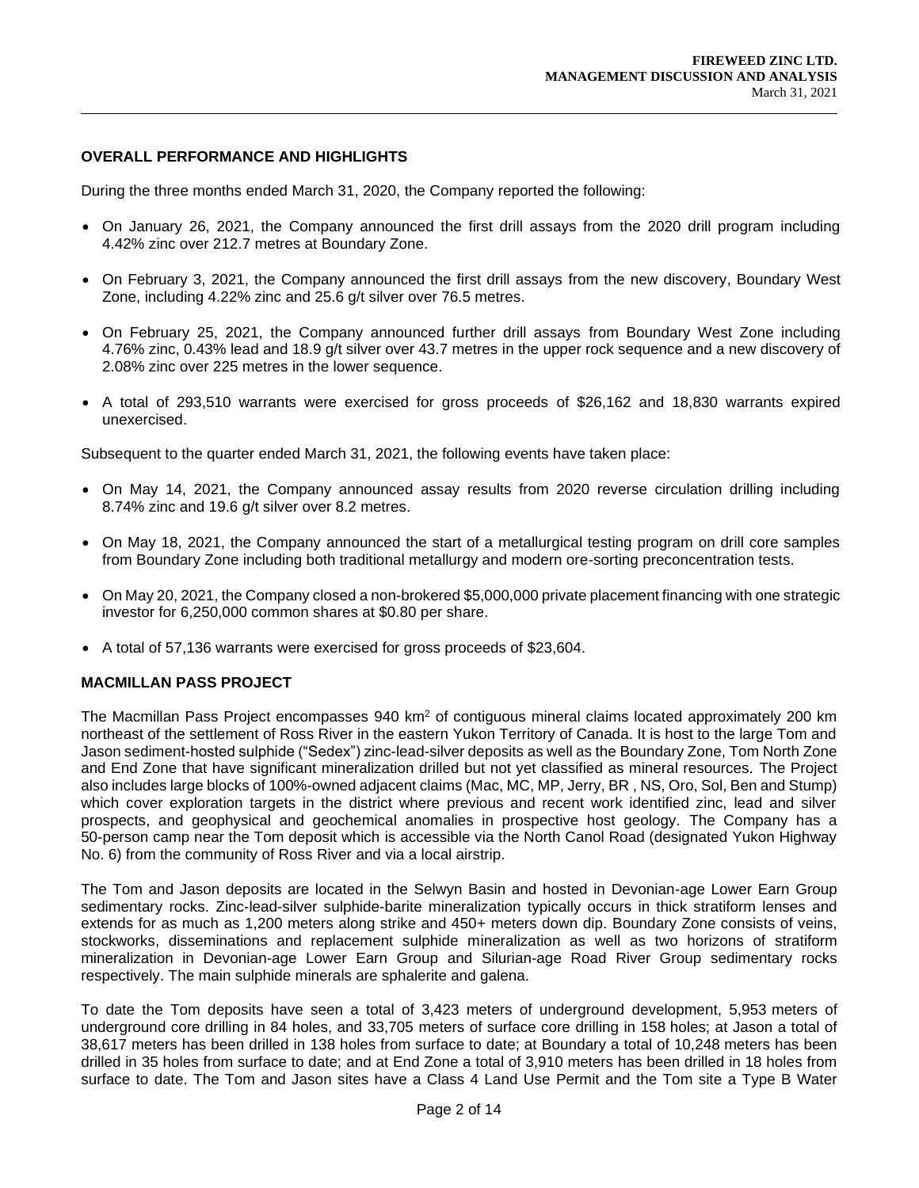## OVERALL PERFORMANCE AND HIGHLIGHTS

During the three months ended March 31, 2020, the Company reported the following:

- On January 26, 2021, the Company announced the first drill assays from the 2020 drill program including 4.42% zinc over 212.7 metres at Boundary Zone.
- On February 3, 2021, the Company announced the first drill assays from the new discovery, Boundary West Zone, including 4.22% zinc and 25.6 g/t silver over 76.5 metres.
- On February 25, 2021, the Company announced further drill assays from Boundary West Zone including 4.76% zinc, 0.43% lead and 18.9 g/t silver over 43.7 metres in the upper rock sequence and a new discovery of 2.08% zinc over 225 metres in the lower sequence.
- A total of 293,510 warrants were exercised for gross proceeds of $26,162 and 18,830 warrants expired unexercised.

Subsequent to the quarter ended March 31, 2021, the following events have taken place:

- On May 14, 2021, the Company announced assay results from 2020 reverse circulation drilling including 8.74% zinc and 19.6 g/t silver over 8.2 metres.
- On May 18, 2021, the Company announced the start of a metallurgical testing program on drill core samples from Boundary Zone including both traditional metallurgy and modern ore-sorting preconcentration tests.
- On May 20, 2021, the Company closed a non-brokered $5,000,000 private placement financing with one strategic investor for 6,250,000 common shares at $0.80 per share.
- A total of 57,136 warrants were exercised for gross proceeds of $23,604.

## MACMILLAN PASS PROJECT

The Macmillan Pass Project encompasses 940 km$^2$ of contiguous mineral claims located approximately 200 km northeast of the settlement of Ross River in the eastern Yukon Territory of Canada. It is host to the large Tom and Jason sediment-hosted sulphide ("Sedex") zinc-lead-silver deposits as well as the Boundary Zone, Tom North Zone and End Zone that have significant mineralization drilled but not yet classified as mineral resources. The Project also includes large blocks of 100%-owned adjacent claims (Mac, MC, MP, Jerry, BR , NS, Oro, Sol, Ben and Stump) which cover exploration targets in the district where previous and recent work identified zinc, lead and silver prospects, and geophysical and geochemical anomalies in prospective host geology. The Company has a 50-person camp near the Tom deposit which is accessible via the North Canol Road (designated Yukon Highway No. 6) from the community of Ross River and via a local airstrip.

The Tom and Jason deposits are located in the Selwyn Basin and hosted in Devonian-age Lower Earn Group sedimentary rocks. Zinc-lead-silver sulphide-barite mineralization typically occurs in thick stratiform lenses and extends for as much as 1,200 meters along strike and 450+ meters down dip. Boundary Zone consists of veins, stockworks, disseminations and replacement sulphide mineralization as well as two horizons of stratiform mineralization in Devonian-age Lower Earn Group and Silurian-age Road River Group sedimentary rocks respectively. The main sulphide minerals are sphalerite and galena.

To date the Tom deposits have seen a total of 3,423 meters of underground development, 5,953 meters of underground core drilling in 84 holes, and 33,705 meters of surface core drilling in 158 holes; at Jason a total of 38,617 meters has been drilled in 138 holes from surface to date; at Boundary a total of 10,248 meters has been drilled in 35 holes from surface to date; and at End Zone a total of 3,910 meters has been drilled in 18 holes from surface to date. The Tom and Jason sites have a Class 4 Land Use Permit and the Tom site a Type B Water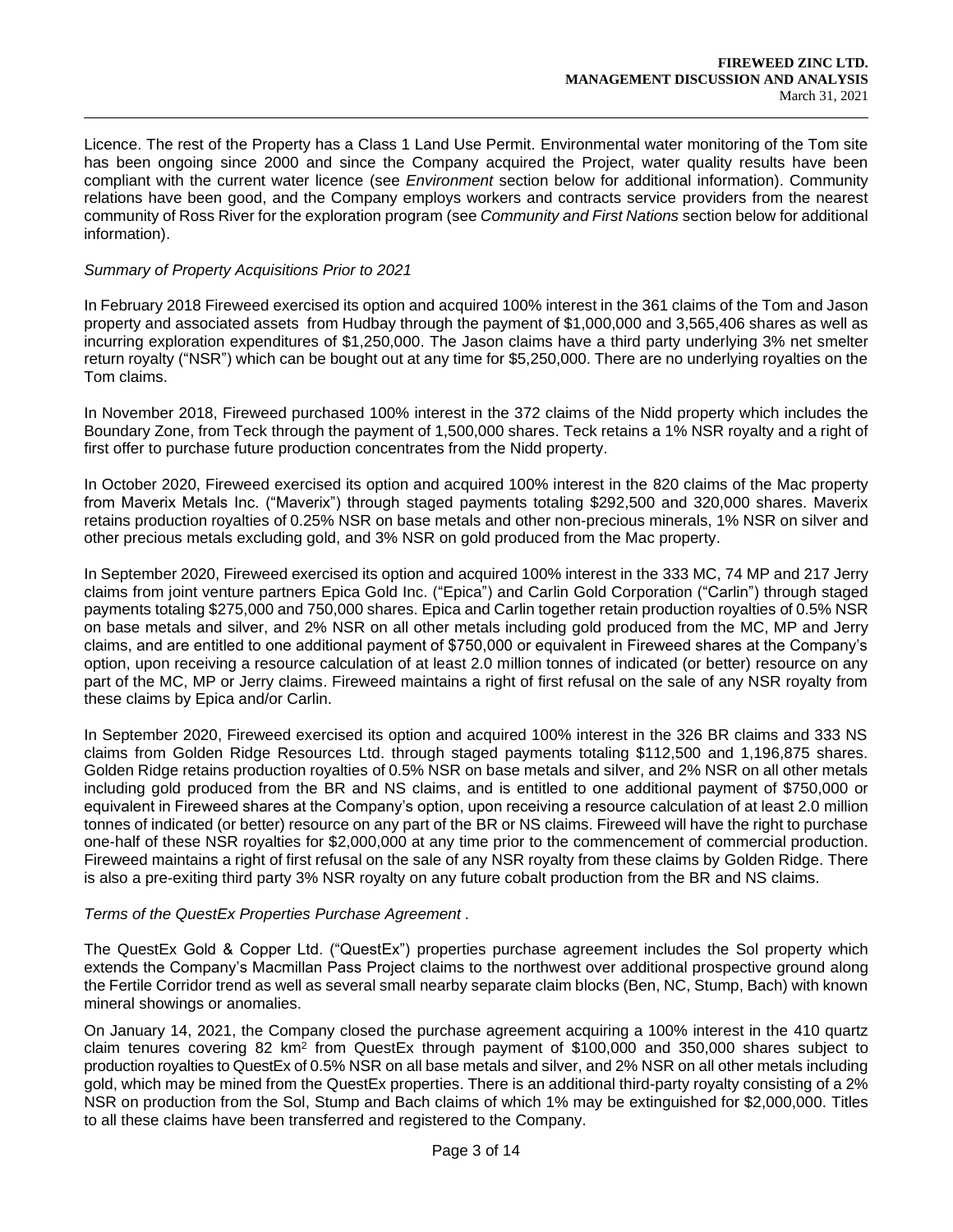Licence. The rest of the Property has a Class 1 Land Use Permit. Environmental water monitoring of the Tom site has been ongoing since 2000 and since the Company acquired the Project, water quality results have been compliant with the current water licence (see *Environment* section below for additional information). Community relations have been good, and the Company employs workers and contracts service providers from the nearest community of Ross River for the exploration program (see *Community and First Nations* section below for additional information).

*Summary of Property Acquisitions Prior to 2021*

In February 2018 Fireweed exercised its option and acquired 100% interest in the 361 claims of the Tom and Jason property and associated assets from Hudbay through the payment of $1,000,000 and 3,565,406 shares as well as incurring exploration expenditures of $1,250,000. The Jason claims have a third party underlying 3% net smelter return royalty ("NSR") which can be bought out at any time for $5,250,000. There are no underlying royalties on the Tom claims.

In November 2018, Fireweed purchased 100% interest in the 372 claims of the Nidd property which includes the Boundary Zone, from Teck through the payment of 1,500,000 shares. Teck retains a 1% NSR royalty and a right of first offer to purchase future production concentrates from the Nidd property.

In October 2020, Fireweed exercised its option and acquired 100% interest in the 820 claims of the Mac property from Maverix Metals Inc. ("Maverix") through staged payments totaling $292,500 and 320,000 shares. Maverix retains production royalties of 0.25% NSR on base metals and other non-precious minerals, 1% NSR on silver and other precious metals excluding gold, and 3% NSR on gold produced from the Mac property.

In September 2020, Fireweed exercised its option and acquired 100% interest in the 333 MC, 74 MP and 217 Jerry claims from joint venture partners Epica Gold Inc. ("Epica") and Carlin Gold Corporation ("Carlin") through staged payments totaling $275,000 and 750,000 shares. Epica and Carlin together retain production royalties of 0.5% NSR on base metals and silver, and 2% NSR on all other metals including gold produced from the MC, MP and Jerry claims, and are entitled to one additional payment of $750,000 or equivalent in Fireweed shares at the Company's option, upon receiving a resource calculation of at least 2.0 million tonnes of indicated (or better) resource on any part of the MC, MP or Jerry claims. Fireweed maintains a right of first refusal on the sale of any NSR royalty from these claims by Epica and/or Carlin.

In September 2020, Fireweed exercised its option and acquired 100% interest in the 326 BR claims and 333 NS claims from Golden Ridge Resources Ltd. through staged payments totaling $112,500 and 1,196,875 shares. Golden Ridge retains production royalties of 0.5% NSR on base metals and silver, and 2% NSR on all other metals including gold produced from the BR and NS claims, and is entitled to one additional payment of $750,000 or equivalent in Fireweed shares at the Company's option, upon receiving a resource calculation of at least 2.0 million tonnes of indicated (or better) resource on any part of the BR or NS claims. Fireweed will have the right to purchase one-half of these NSR royalties for $2,000,000 at any time prior to the commencement of commercial production. Fireweed maintains a right of first refusal on the sale of any NSR royalty from these claims by Golden Ridge. There is also a pre-exiting third party 3% NSR royalty on any future cobalt production from the BR and NS claims.

*Terms of the QuestEx Properties Purchase Agreement .*

The QuestEx Gold & Copper Ltd. ("QuestEx") properties purchase agreement includes the Sol property which extends the Company's Macmillan Pass Project claims to the northwest over additional prospective ground along the Fertile Corridor trend as well as several small nearby separate claim blocks (Ben, NC, Stump, Bach) with known mineral showings or anomalies.

On January 14, 2021, the Company closed the purchase agreement acquiring a 100% interest in the 410 quartz claim tenures covering 82 km$^2$ from QuestEx through payment of $100,000 and 350,000 shares subject to production royalties to QuestEx of 0.5% NSR on all base metals and silver, and 2% NSR on all other metals including gold, which may be mined from the QuestEx properties. There is an additional third-party royalty consisting of a 2% NSR on production from the Sol, Stump and Bach claims of which 1% may be extinguished for $2,000,000. Titles to all these claims have been transferred and registered to the Company.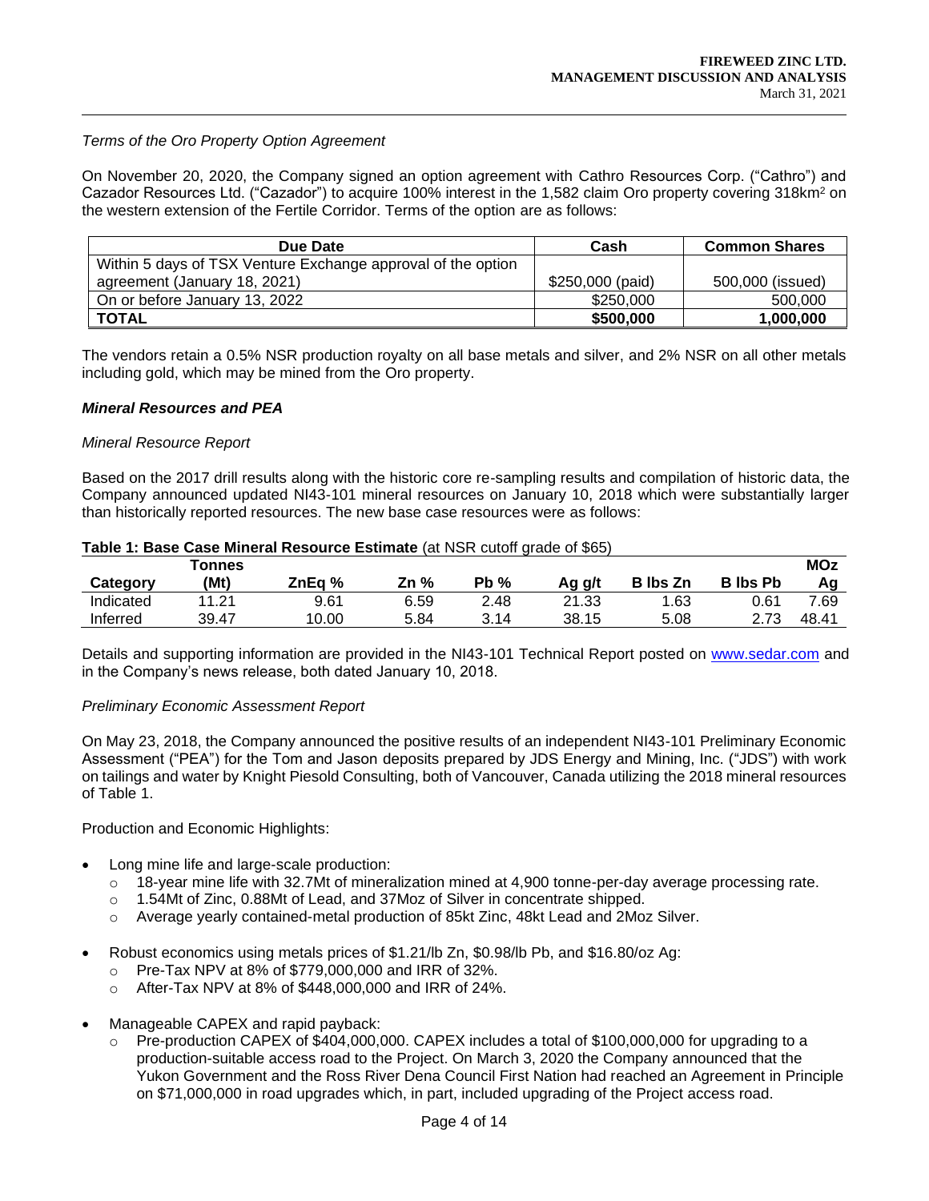*Terms of the Oro Property Option Agreement*

On November 20, 2020, the Company signed an option agreement with Cathro Resources Corp. ("Cathro") and Cazador Resources Ltd. ("Cazador") to acquire 100% interest in the 1,582 claim Oro property covering 318km² on the western extension of the Fertile Corridor. Terms of the option are as follows:

| Due Date | Cash | Common Shares |
|---|---|---|
| Within 5 days of TSX Venture Exchange approval of the option agreement (January 18, 2021) | $250,000 (paid) | 500,000 (issued) |
| On or before January 13, 2022 | $250,000 | 500,000 |
| **TOTAL** | **$500,000** | **1,000,000** |

The vendors retain a 0.5% NSR production royalty on all base metals and silver, and 2% NSR on all other metals including gold, which may be mined from the Oro property.

***Mineral Resources and PEA***

*Mineral Resource Report*

Based on the 2017 drill results along with the historic core re-sampling results and compilation of historic data, the Company announced updated NI43-101 mineral resources on January 10, 2018 which were substantially larger than historically reported resources. The new base case resources were as follows:

**Table 1: Base Case Mineral Resource Estimate** (at NSR cutoff grade of $65)

| Category | Tonnes (Mt) | ZnEq % | Zn % | Pb % | Ag g/t | B lbs Zn | B lbs Pb | MOz Ag |
|---|---|---|---|---|---|---|---|---|
| Indicated | 11.21 | 9.61 | 6.59 | 2.48 | 21.33 | 1.63 | 0.61 | 7.69 |
| Inferred | 39.47 | 10.00 | 5.84 | 3.14 | 38.15 | 5.08 | 2.73 | 48.41 |

Details and supporting information are provided in the NI43-101 Technical Report posted on www.sedar.com and in the Company's news release, both dated January 10, 2018.

*Preliminary Economic Assessment Report*

On May 23, 2018, the Company announced the positive results of an independent NI43-101 Preliminary Economic Assessment ("PEA") for the Tom and Jason deposits prepared by JDS Energy and Mining, Inc. ("JDS") with work on tailings and water by Knight Piesold Consulting, both of Vancouver, Canada utilizing the 2018 mineral resources of Table 1.

Production and Economic Highlights:

- Long mine life and large-scale production:
  - 18-year mine life with 32.7Mt of mineralization mined at 4,900 tonne-per-day average processing rate.
  - 1.54Mt of Zinc, 0.88Mt of Lead, and 37Moz of Silver in concentrate shipped.
  - Average yearly contained-metal production of 85kt Zinc, 48kt Lead and 2Moz Silver.
- Robust economics using metals prices of $1.21/lb Zn, $0.98/lb Pb, and $16.80/oz Ag:
  - Pre-Tax NPV at 8% of $779,000,000 and IRR of 32%.
  - After-Tax NPV at 8% of $448,000,000 and IRR of 24%.
- Manageable CAPEX and rapid payback:
  - Pre-production CAPEX of $404,000,000. CAPEX includes a total of $100,000,000 for upgrading to a production-suitable access road to the Project. On March 3, 2020 the Company announced that the Yukon Government and the Ross River Dena Council First Nation had reached an Agreement in Principle on $71,000,000 in road upgrades which, in part, included upgrading of the Project access road.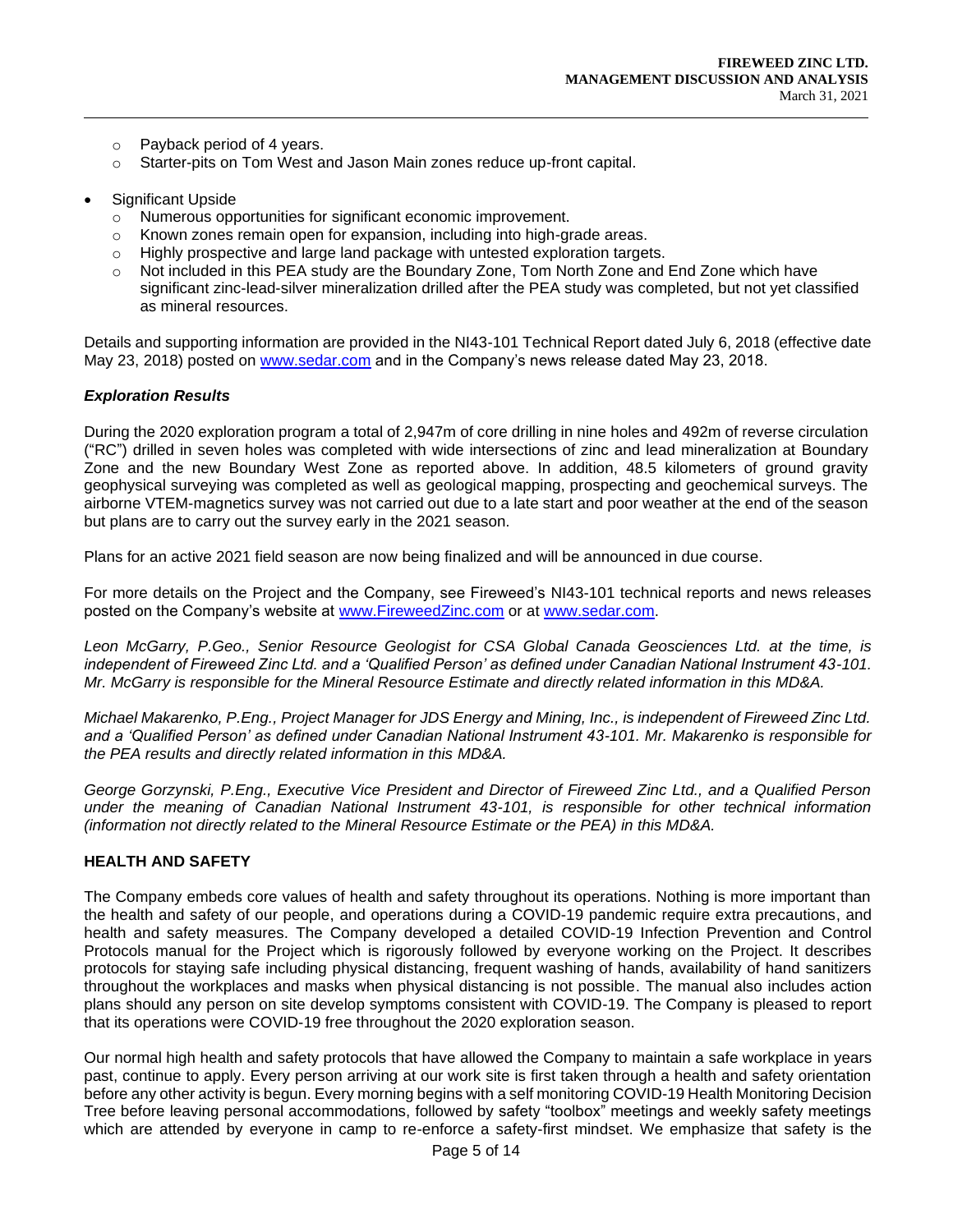- Payback period of 4 years.
    - Starter-pits on Tom West and Jason Main zones reduce up-front capital.

- Significant Upside
    - Numerous opportunities for significant economic improvement.
    - Known zones remain open for expansion, including into high-grade areas.
    - Highly prospective and large land package with untested exploration targets.
    - Not included in this PEA study are the Boundary Zone, Tom North Zone and End Zone which have significant zinc-lead-silver mineralization drilled after the PEA study was completed, but not yet classified as mineral resources.

Details and supporting information are provided in the NI43-101 Technical Report dated July 6, 2018 (effective date May 23, 2018) posted on www.sedar.com and in the Company's news release dated May 23, 2018.

### *Exploration Results*

During the 2020 exploration program a total of 2,947m of core drilling in nine holes and 492m of reverse circulation ("RC") drilled in seven holes was completed with wide intersections of zinc and lead mineralization at Boundary Zone and the new Boundary West Zone as reported above. In addition, 48.5 kilometers of ground gravity geophysical surveying was completed as well as geological mapping, prospecting and geochemical surveys. The airborne VTEM-magnetics survey was not carried out due to a late start and poor weather at the end of the season but plans are to carry out the survey early in the 2021 season.

Plans for an active 2021 field season are now being finalized and will be announced in due course.

For more details on the Project and the Company, see Fireweed's NI43-101 technical reports and news releases posted on the Company's website at www.FireweedZinc.com or at www.sedar.com.

*Leon McGarry, P.Geo., Senior Resource Geologist for CSA Global Canada Geosciences Ltd. at the time, is independent of Fireweed Zinc Ltd. and a 'Qualified Person' as defined under Canadian National Instrument 43-101. Mr. McGarry is responsible for the Mineral Resource Estimate and directly related information in this MD&A.*

*Michael Makarenko, P.Eng., Project Manager for JDS Energy and Mining, Inc., is independent of Fireweed Zinc Ltd. and a 'Qualified Person' as defined under Canadian National Instrument 43-101. Mr. Makarenko is responsible for the PEA results and directly related information in this MD&A.*

*George Gorzynski, P.Eng., Executive Vice President and Director of Fireweed Zinc Ltd., and a Qualified Person under the meaning of Canadian National Instrument 43-101, is responsible for other technical information (information not directly related to the Mineral Resource Estimate or the PEA) in this MD&A.*

## HEALTH AND SAFETY

The Company embeds core values of health and safety throughout its operations. Nothing is more important than the health and safety of our people, and operations during a COVID-19 pandemic require extra precautions, and health and safety measures. The Company developed a detailed COVID-19 Infection Prevention and Control Protocols manual for the Project which is rigorously followed by everyone working on the Project. It describes protocols for staying safe including physical distancing, frequent washing of hands, availability of hand sanitizers throughout the workplaces and masks when physical distancing is not possible. The manual also includes action plans should any person on site develop symptoms consistent with COVID-19. The Company is pleased to report that its operations were COVID-19 free throughout the 2020 exploration season.

Our normal high health and safety protocols that have allowed the Company to maintain a safe workplace in years past, continue to apply. Every person arriving at our work site is first taken through a health and safety orientation before any other activity is begun. Every morning begins with a self monitoring COVID-19 Health Monitoring Decision Tree before leaving personal accommodations, followed by safety "toolbox" meetings and weekly safety meetings which are attended by everyone in camp to re-enforce a safety-first mindset. We emphasize that safety is the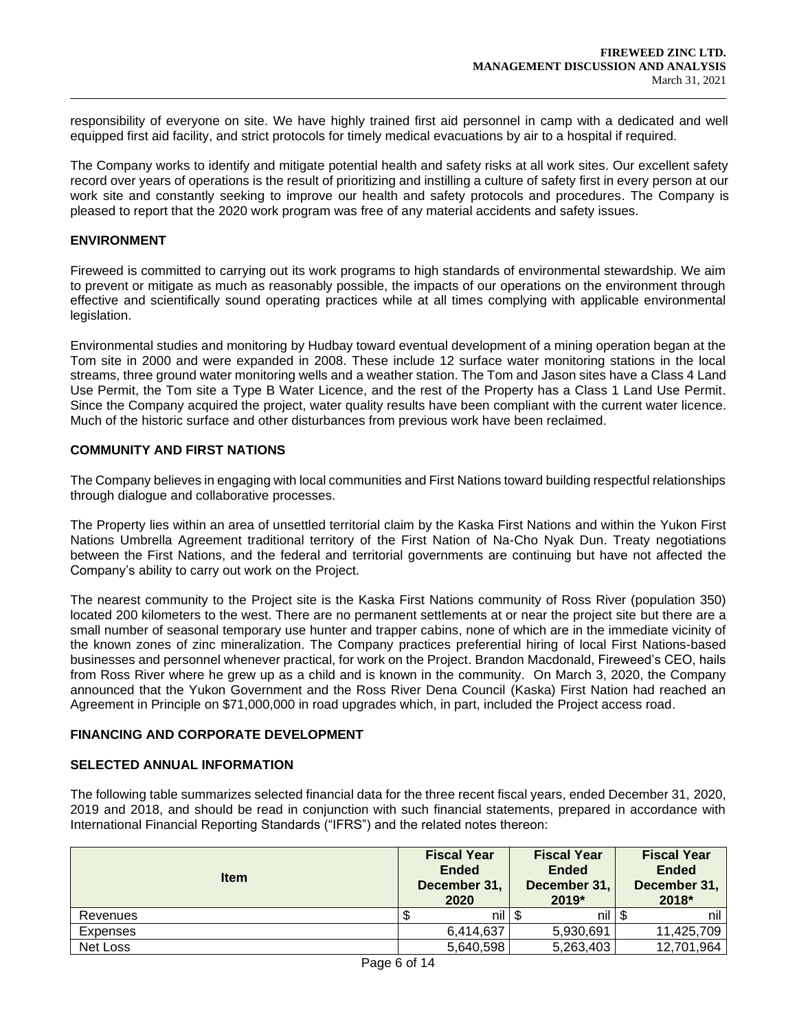responsibility of everyone on site. We have highly trained first aid personnel in camp with a dedicated and well equipped first aid facility, and strict protocols for timely medical evacuations by air to a hospital if required.

The Company works to identify and mitigate potential health and safety risks at all work sites. Our excellent safety record over years of operations is the result of prioritizing and instilling a culture of safety first in every person at our work site and constantly seeking to improve our health and safety protocols and procedures. The Company is pleased to report that the 2020 work program was free of any material accidents and safety issues.

## ENVIRONMENT

Fireweed is committed to carrying out its work programs to high standards of environmental stewardship. We aim to prevent or mitigate as much as reasonably possible, the impacts of our operations on the environment through effective and scientifically sound operating practices while at all times complying with applicable environmental legislation.

Environmental studies and monitoring by Hudbay toward eventual development of a mining operation began at the Tom site in 2000 and were expanded in 2008. These include 12 surface water monitoring stations in the local streams, three ground water monitoring wells and a weather station. The Tom and Jason sites have a Class 4 Land Use Permit, the Tom site a Type B Water Licence, and the rest of the Property has a Class 1 Land Use Permit. Since the Company acquired the project, water quality results have been compliant with the current water licence. Much of the historic surface and other disturbances from previous work have been reclaimed.

## COMMUNITY AND FIRST NATIONS

The Company believes in engaging with local communities and First Nations toward building respectful relationships through dialogue and collaborative processes.

The Property lies within an area of unsettled territorial claim by the Kaska First Nations and within the Yukon First Nations Umbrella Agreement traditional territory of the First Nation of Na-Cho Nyak Dun. Treaty negotiations between the First Nations, and the federal and territorial governments are continuing but have not affected the Company's ability to carry out work on the Project.

The nearest community to the Project site is the Kaska First Nations community of Ross River (population 350) located 200 kilometers to the west. There are no permanent settlements at or near the project site but there are a small number of seasonal temporary use hunter and trapper cabins, none of which are in the immediate vicinity of the known zones of zinc mineralization. The Company practices preferential hiring of local First Nations-based businesses and personnel whenever practical, for work on the Project. Brandon Macdonald, Fireweed's CEO, hails from Ross River where he grew up as a child and is known in the community. On March 3, 2020, the Company announced that the Yukon Government and the Ross River Dena Council (Kaska) First Nation had reached an Agreement in Principle on $71,000,000 in road upgrades which, in part, included the Project access road.

## FINANCING AND CORPORATE DEVELOPMENT

## SELECTED ANNUAL INFORMATION

The following table summarizes selected financial data for the three recent fiscal years, ended December 31, 2020, 2019 and 2018, and should be read in conjunction with such financial statements, prepared in accordance with International Financial Reporting Standards ("IFRS") and the related notes thereon:

| Item | Fiscal Year Ended December 31, 2020 | Fiscal Year Ended December 31, 2019* | Fiscal Year Ended December 31, 2018* |
|---|---|---|---|
| Revenues | $ nil | $ nil | $ nil |
| Expenses | 6,414,637 | 5,930,691 | 11,425,709 |
| Net Loss | 5,640,598 | 5,263,403 | 12,701,964 |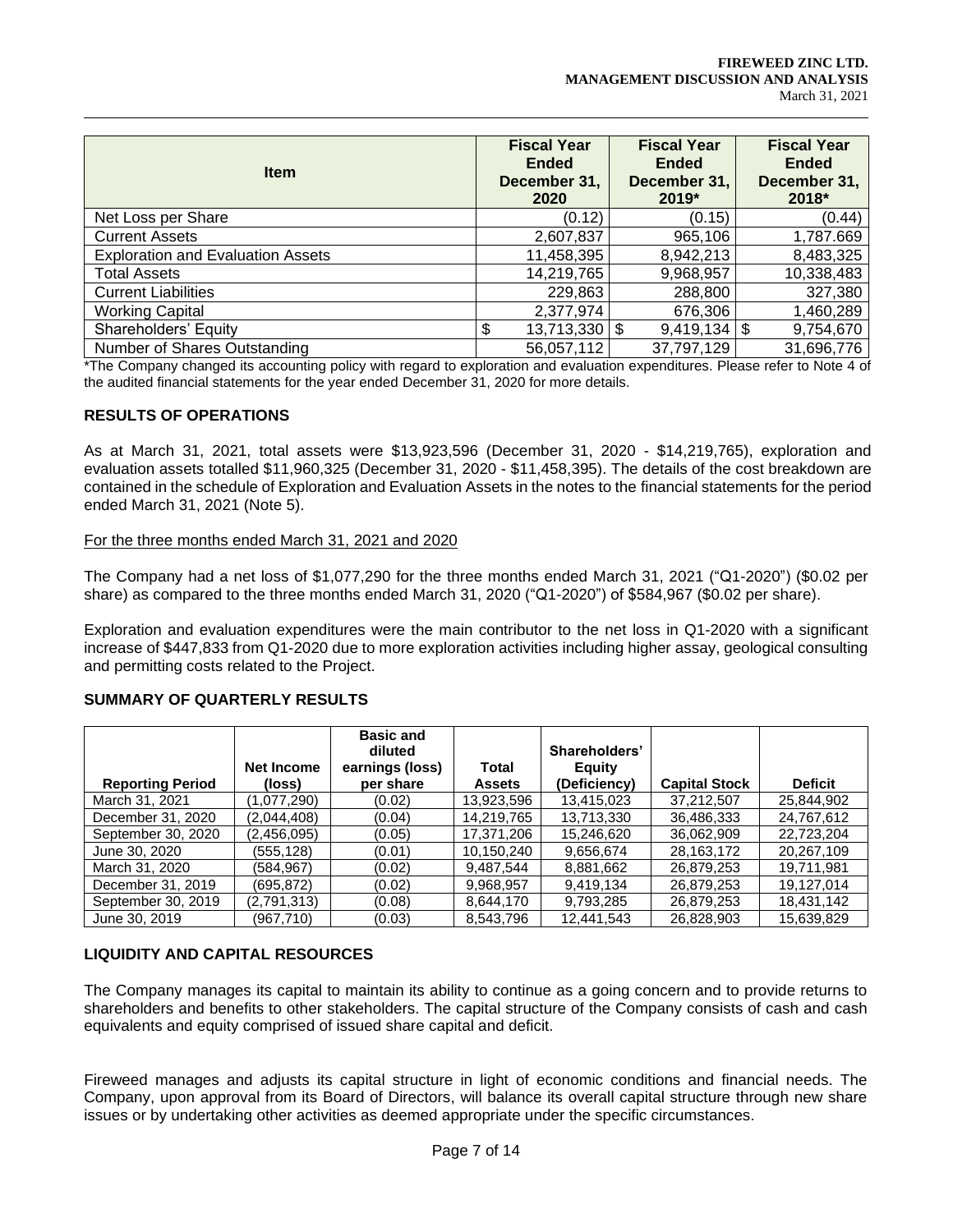| Item | Fiscal Year Ended December 31, 2020 | Fiscal Year Ended December 31, 2019* | Fiscal Year Ended December 31, 2018* |
|---|---|---|---|
| Net Loss per Share | (0.12) | (0.15) | (0.44) |
| Current Assets | 2,607,837 | 965,106 | 1,787.669 |
| Exploration and Evaluation Assets | 11,458,395 | 8,942,213 | 8,483,325 |
| Total Assets | 14,219,765 | 9,968,957 | 10,338,483 |
| Current Liabilities | 229,863 | 288,800 | 327,380 |
| Working Capital | 2,377,974 | 676,306 | 1,460,289 |
| Shareholders' Equity | $ 13,713,330 | $ 9,419,134 | $ 9,754,670 |
| Number of Shares Outstanding | 56,057,112 | 37,797,129 | 31,696,776 |

*The Company changed its accounting policy with regard to exploration and evaluation expenditures. Please refer to Note 4 of the audited financial statements for the year ended December 31, 2020 for more details.

## RESULTS OF OPERATIONS

As at March 31, 2021, total assets were $13,923,596 (December 31, 2020 - $14,219,765), exploration and evaluation assets totalled $11,960,325 (December 31, 2020 - $11,458,395). The details of the cost breakdown are contained in the schedule of Exploration and Evaluation Assets in the notes to the financial statements for the period ended March 31, 2021 (Note 5).

For the three months ended March 31, 2021 and 2020

The Company had a net loss of $1,077,290 for the three months ended March 31, 2021 ("Q1-2020") ($0.02 per share) as compared to the three months ended March 31, 2020 ("Q1-2020") of $584,967 ($0.02 per share).

Exploration and evaluation expenditures were the main contributor to the net loss in Q1-2020 with a significant increase of $447,833 from Q1-2020 due to more exploration activities including higher assay, geological consulting and permitting costs related to the Project.

## SUMMARY OF QUARTERLY RESULTS

| Reporting Period | Net Income (loss) | Basic and diluted earnings (loss) per share | Total Assets | Shareholders' Equity (Deficiency) | Capital Stock | Deficit |
|---|---|---|---|---|---|---|
| March 31, 2021 | (1,077,290) | (0.02) | 13,923,596 | 13,415,023 | 37,212,507 | 25,844,902 |
| December 31, 2020 | (2,044,408) | (0.04) | 14,219,765 | 13,713,330 | 36,486,333 | 24,767,612 |
| September 30, 2020 | (2,456,095) | (0.05) | 17,371,206 | 15,246,620 | 36,062,909 | 22,723,204 |
| June 30, 2020 | (555,128) | (0.01) | 10,150,240 | 9,656,674 | 28,163,172 | 20,267,109 |
| March 31, 2020 | (584,967) | (0.02) | 9,487,544 | 8,881,662 | 26,879,253 | 19,711,981 |
| December 31, 2019 | (695,872) | (0.02) | 9,968,957 | 9,419,134 | 26,879,253 | 19,127,014 |
| September 30, 2019 | (2,791,313) | (0.08) | 8,644,170 | 9,793,285 | 26,879,253 | 18,431,142 |
| June 30, 2019 | (967,710) | (0.03) | 8,543,796 | 12,441,543 | 26,828,903 | 15,639,829 |

## LIQUIDITY AND CAPITAL RESOURCES

The Company manages its capital to maintain its ability to continue as a going concern and to provide returns to shareholders and benefits to other stakeholders. The capital structure of the Company consists of cash and cash equivalents and equity comprised of issued share capital and deficit.

Fireweed manages and adjusts its capital structure in light of economic conditions and financial needs. The Company, upon approval from its Board of Directors, will balance its overall capital structure through new share issues or by undertaking other activities as deemed appropriate under the specific circumstances.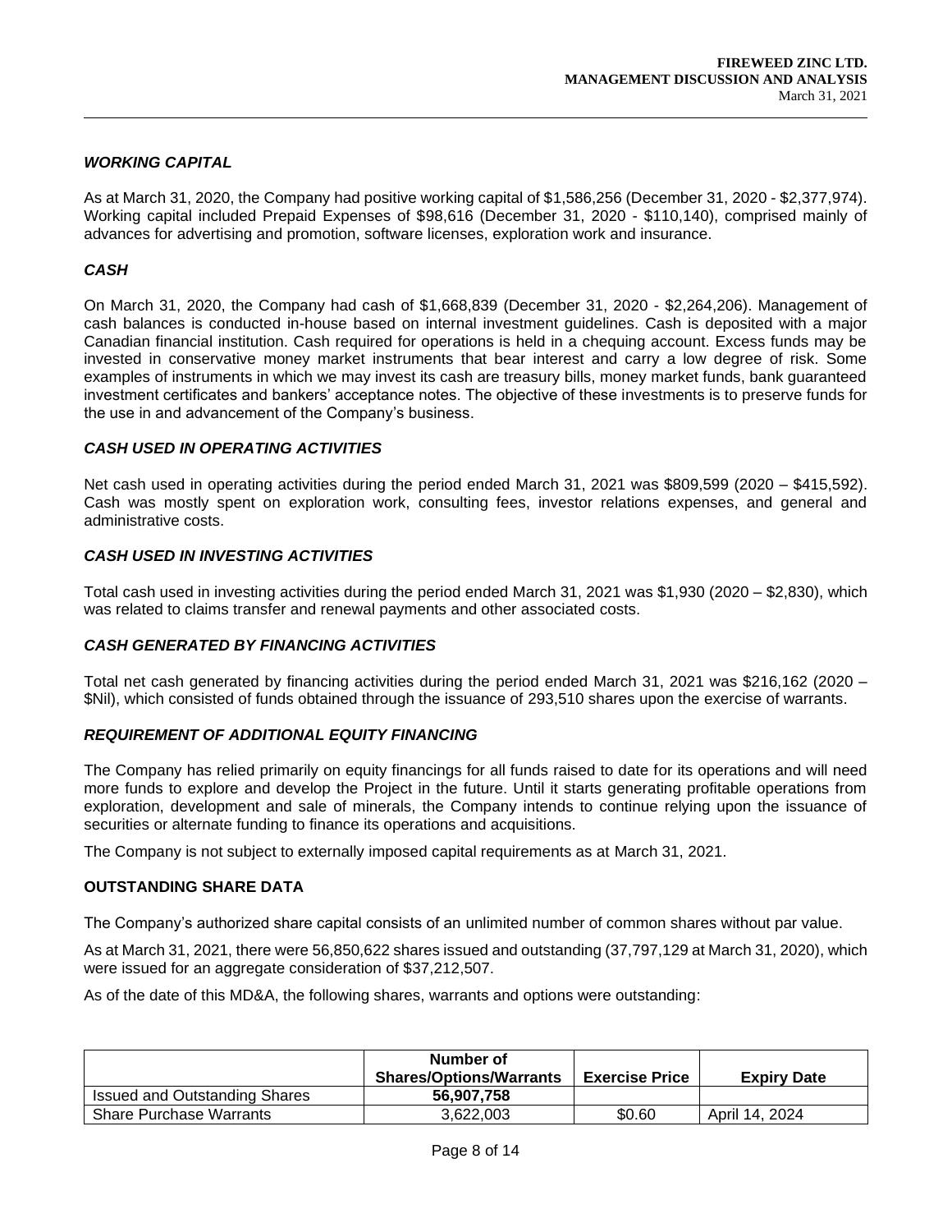### *WORKING CAPITAL*

As at March 31, 2020, the Company had positive working capital of $1,586,256 (December 31, 2020 - $2,377,974). Working capital included Prepaid Expenses of $98,616 (December 31, 2020 - $110,140), comprised mainly of advances for advertising and promotion, software licenses, exploration work and insurance.

### *CASH*

On March 31, 2020, the Company had cash of $1,668,839 (December 31, 2020 - $2,264,206). Management of cash balances is conducted in-house based on internal investment guidelines. Cash is deposited with a major Canadian financial institution. Cash required for operations is held in a chequing account. Excess funds may be invested in conservative money market instruments that bear interest and carry a low degree of risk. Some examples of instruments in which we may invest its cash are treasury bills, money market funds, bank guaranteed investment certificates and bankers' acceptance notes. The objective of these investments is to preserve funds for the use in and advancement of the Company's business.

### *CASH USED IN OPERATING ACTIVITIES*

Net cash used in operating activities during the period ended March 31, 2021 was $809,599 (2020 – $415,592). Cash was mostly spent on exploration work, consulting fees, investor relations expenses, and general and administrative costs.

### *CASH USED IN INVESTING ACTIVITIES*

Total cash used in investing activities during the period ended March 31, 2021 was $1,930 (2020 – $2,830), which was related to claims transfer and renewal payments and other associated costs.

### *CASH GENERATED BY FINANCING ACTIVITIES*

Total net cash generated by financing activities during the period ended March 31, 2021 was $216,162 (2020 – $Nil), which consisted of funds obtained through the issuance of 293,510 shares upon the exercise of warrants.

### *REQUIREMENT OF ADDITIONAL EQUITY FINANCING*

The Company has relied primarily on equity financings for all funds raised to date for its operations and will need more funds to explore and develop the Project in the future. Until it starts generating profitable operations from exploration, development and sale of minerals, the Company intends to continue relying upon the issuance of securities or alternate funding to finance its operations and acquisitions.

The Company is not subject to externally imposed capital requirements as at March 31, 2021.

## OUTSTANDING SHARE DATA

The Company's authorized share capital consists of an unlimited number of common shares without par value.

As at March 31, 2021, there were 56,850,622 shares issued and outstanding (37,797,129 at March 31, 2020), which were issued for an aggregate consideration of $37,212,507.

As of the date of this MD&A, the following shares, warrants and options were outstanding:

| | Number of Shares/Options/Warrants | Exercise Price | Expiry Date |
|---|---|---|---|
| Issued and Outstanding Shares | **56,907,758** | | |
| Share Purchase Warrants | 3,622,003 | $0.60 | April 14, 2024 |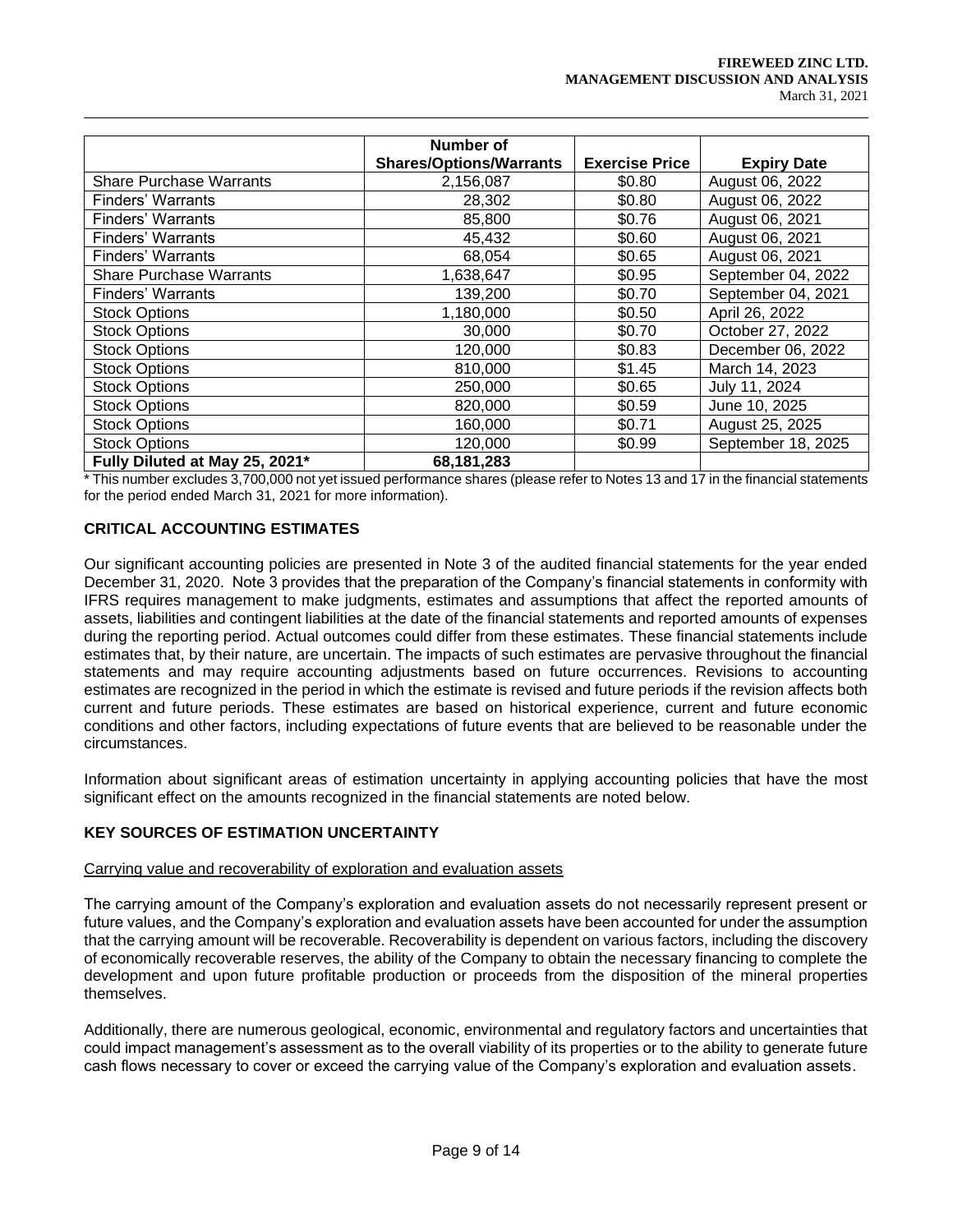| | Number of Shares/Options/Warrants | Exercise Price | Expiry Date |
|---|---|---|---|
| Share Purchase Warrants | 2,156,087 | $0.80 | August 06, 2022 |
| Finders' Warrants | 28,302 | $0.80 | August 06, 2022 |
| Finders' Warrants | 85,800 | $0.76 | August 06, 2021 |
| Finders' Warrants | 45,432 | $0.60 | August 06, 2021 |
| Finders' Warrants | 68,054 | $0.65 | August 06, 2021 |
| Share Purchase Warrants | 1,638,647 | $0.95 | September 04, 2022 |
| Finders' Warrants | 139,200 | $0.70 | September 04, 2021 |
| Stock Options | 1,180,000 | $0.50 | April 26, 2022 |
| Stock Options | 30,000 | $0.70 | October 27, 2022 |
| Stock Options | 120,000 | $0.83 | December 06, 2022 |
| Stock Options | 810,000 | $1.45 | March 14, 2023 |
| Stock Options | 250,000 | $0.65 | July 11, 2024 |
| Stock Options | 820,000 | $0.59 | June 10, 2025 |
| Stock Options | 160,000 | $0.71 | August 25, 2025 |
| Stock Options | 120,000 | $0.99 | September 18, 2025 |
| **Fully Diluted at May 25, 2021*** | **68,181,283** | | |

* This number excludes 3,700,000 not yet issued performance shares (please refer to Notes 13 and 17 in the financial statements for the period ended March 31, 2021 for more information).

## CRITICAL ACCOUNTING ESTIMATES

Our significant accounting policies are presented in Note 3 of the audited financial statements for the year ended December 31, 2020. Note 3 provides that the preparation of the Company's financial statements in conformity with IFRS requires management to make judgments, estimates and assumptions that affect the reported amounts of assets, liabilities and contingent liabilities at the date of the financial statements and reported amounts of expenses during the reporting period. Actual outcomes could differ from these estimates. These financial statements include estimates that, by their nature, are uncertain. The impacts of such estimates are pervasive throughout the financial statements and may require accounting adjustments based on future occurrences. Revisions to accounting estimates are recognized in the period in which the estimate is revised and future periods if the revision affects both current and future periods. These estimates are based on historical experience, current and future economic conditions and other factors, including expectations of future events that are believed to be reasonable under the circumstances.

Information about significant areas of estimation uncertainty in applying accounting policies that have the most significant effect on the amounts recognized in the financial statements are noted below.

## KEY SOURCES OF ESTIMATION UNCERTAINTY

Carrying value and recoverability of exploration and evaluation assets

The carrying amount of the Company's exploration and evaluation assets do not necessarily represent present or future values, and the Company's exploration and evaluation assets have been accounted for under the assumption that the carrying amount will be recoverable. Recoverability is dependent on various factors, including the discovery of economically recoverable reserves, the ability of the Company to obtain the necessary financing to complete the development and upon future profitable production or proceeds from the disposition of the mineral properties themselves.

Additionally, there are numerous geological, economic, environmental and regulatory factors and uncertainties that could impact management's assessment as to the overall viability of its properties or to the ability to generate future cash flows necessary to cover or exceed the carrying value of the Company's exploration and evaluation assets.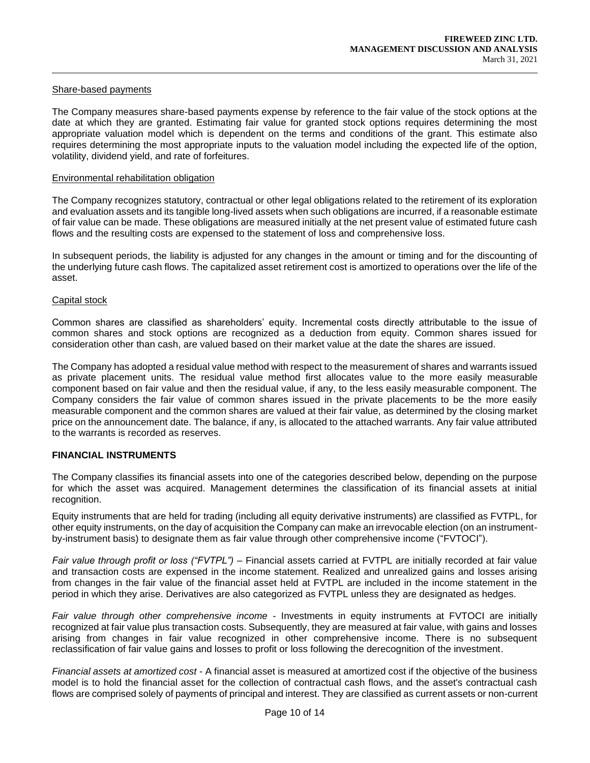### Share-based payments

The Company measures share-based payments expense by reference to the fair value of the stock options at the date at which they are granted. Estimating fair value for granted stock options requires determining the most appropriate valuation model which is dependent on the terms and conditions of the grant. This estimate also requires determining the most appropriate inputs to the valuation model including the expected life of the option, volatility, dividend yield, and rate of forfeitures.

### Environmental rehabilitation obligation

The Company recognizes statutory, contractual or other legal obligations related to the retirement of its exploration and evaluation assets and its tangible long-lived assets when such obligations are incurred, if a reasonable estimate of fair value can be made. These obligations are measured initially at the net present value of estimated future cash flows and the resulting costs are expensed to the statement of loss and comprehensive loss.

In subsequent periods, the liability is adjusted for any changes in the amount or timing and for the discounting of the underlying future cash flows. The capitalized asset retirement cost is amortized to operations over the life of the asset.

### Capital stock

Common shares are classified as shareholders' equity. Incremental costs directly attributable to the issue of common shares and stock options are recognized as a deduction from equity. Common shares issued for consideration other than cash, are valued based on their market value at the date the shares are issued.

The Company has adopted a residual value method with respect to the measurement of shares and warrants issued as private placement units. The residual value method first allocates value to the more easily measurable component based on fair value and then the residual value, if any, to the less easily measurable component. The Company considers the fair value of common shares issued in the private placements to be the more easily measurable component and the common shares are valued at their fair value, as determined by the closing market price on the announcement date. The balance, if any, is allocated to the attached warrants. Any fair value attributed to the warrants is recorded as reserves.

## FINANCIAL INSTRUMENTS

The Company classifies its financial assets into one of the categories described below, depending on the purpose for which the asset was acquired. Management determines the classification of its financial assets at initial recognition.

Equity instruments that are held for trading (including all equity derivative instruments) are classified as FVTPL, for other equity instruments, on the day of acquisition the Company can make an irrevocable election (on an instrument-by-instrument basis) to designate them as fair value through other comprehensive income ("FVTOCI").

*Fair value through profit or loss ("FVTPL")* – Financial assets carried at FVTPL are initially recorded at fair value and transaction costs are expensed in the income statement. Realized and unrealized gains and losses arising from changes in the fair value of the financial asset held at FVTPL are included in the income statement in the period in which they arise. Derivatives are also categorized as FVTPL unless they are designated as hedges.

*Fair value through other comprehensive income* - Investments in equity instruments at FVTOCI are initially recognized at fair value plus transaction costs. Subsequently, they are measured at fair value, with gains and losses arising from changes in fair value recognized in other comprehensive income. There is no subsequent reclassification of fair value gains and losses to profit or loss following the derecognition of the investment.

*Financial assets at amortized cost* - A financial asset is measured at amortized cost if the objective of the business model is to hold the financial asset for the collection of contractual cash flows, and the asset's contractual cash flows are comprised solely of payments of principal and interest. They are classified as current assets or non-current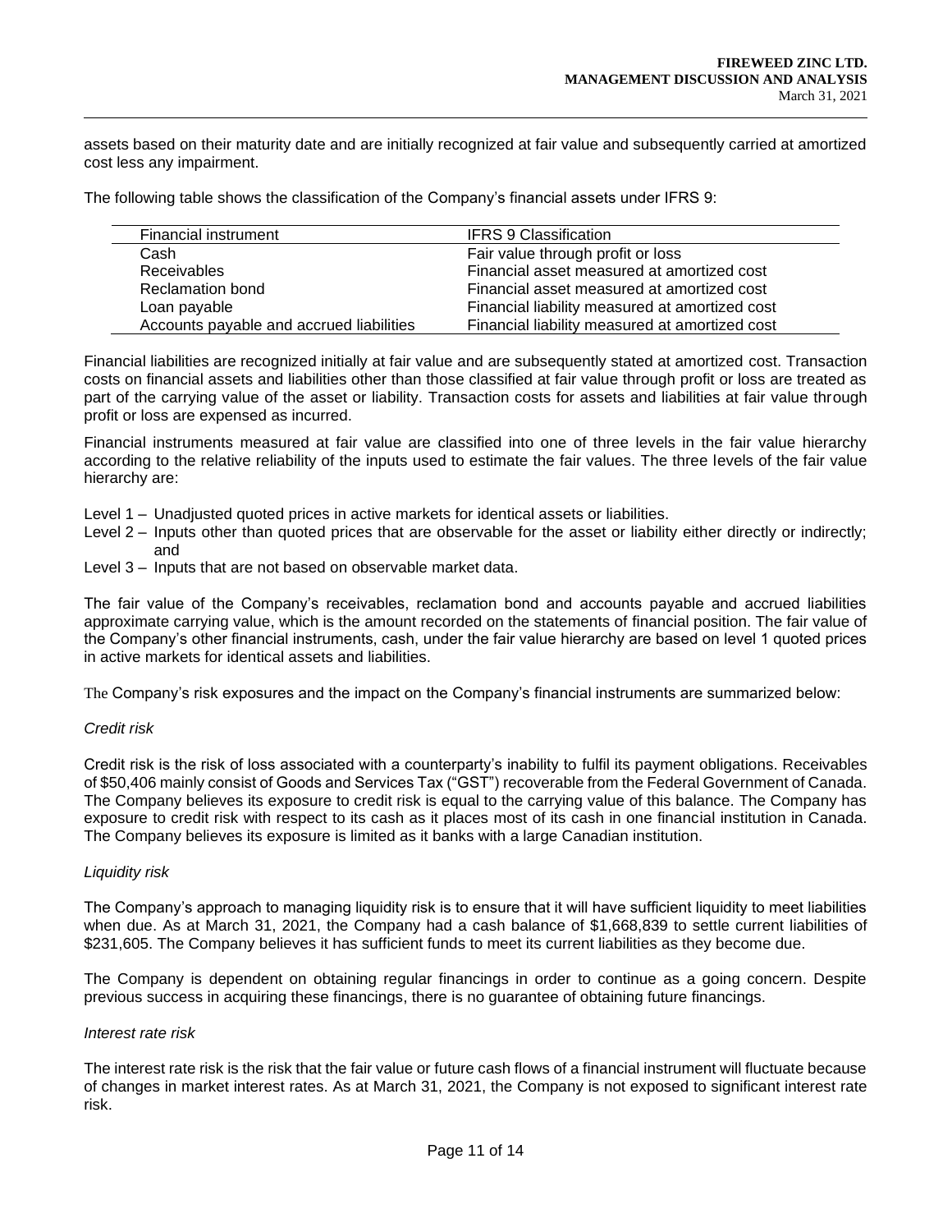assets based on their maturity date and are initially recognized at fair value and subsequently carried at amortized cost less any impairment.

The following table shows the classification of the Company's financial assets under IFRS 9:

| Financial instrument | IFRS 9 Classification |
|---|---|
| Cash | Fair value through profit or loss |
| Receivables | Financial asset measured at amortized cost |
| Reclamation bond | Financial asset measured at amortized cost |
| Loan payable | Financial liability measured at amortized cost |
| Accounts payable and accrued liabilities | Financial liability measured at amortized cost |

Financial liabilities are recognized initially at fair value and are subsequently stated at amortized cost. Transaction costs on financial assets and liabilities other than those classified at fair value through profit or loss are treated as part of the carrying value of the asset or liability. Transaction costs for assets and liabilities at fair value through profit or loss are expensed as incurred.

Financial instruments measured at fair value are classified into one of three levels in the fair value hierarchy according to the relative reliability of the inputs used to estimate the fair values. The three levels of the fair value hierarchy are:

- Level 1 – Unadjusted quoted prices in active markets for identical assets or liabilities.
- Level 2 – Inputs other than quoted prices that are observable for the asset or liability either directly or indirectly; and
- Level 3 – Inputs that are not based on observable market data.

The fair value of the Company's receivables, reclamation bond and accounts payable and accrued liabilities approximate carrying value, which is the amount recorded on the statements of financial position. The fair value of the Company's other financial instruments, cash, under the fair value hierarchy are based on level 1 quoted prices in active markets for identical assets and liabilities.

The Company's risk exposures and the impact on the Company's financial instruments are summarized below:

*Credit risk*

Credit risk is the risk of loss associated with a counterparty's inability to fulfil its payment obligations. Receivables of $50,406 mainly consist of Goods and Services Tax ("GST") recoverable from the Federal Government of Canada. The Company believes its exposure to credit risk is equal to the carrying value of this balance. The Company has exposure to credit risk with respect to its cash as it places most of its cash in one financial institution in Canada. The Company believes its exposure is limited as it banks with a large Canadian institution.

*Liquidity risk*

The Company's approach to managing liquidity risk is to ensure that it will have sufficient liquidity to meet liabilities when due. As at March 31, 2021, the Company had a cash balance of $1,668,839 to settle current liabilities of $231,605. The Company believes it has sufficient funds to meet its current liabilities as they become due.

The Company is dependent on obtaining regular financings in order to continue as a going concern. Despite previous success in acquiring these financings, there is no guarantee of obtaining future financings.

*Interest rate risk*

The interest rate risk is the risk that the fair value or future cash flows of a financial instrument will fluctuate because of changes in market interest rates. As at March 31, 2021, the Company is not exposed to significant interest rate risk.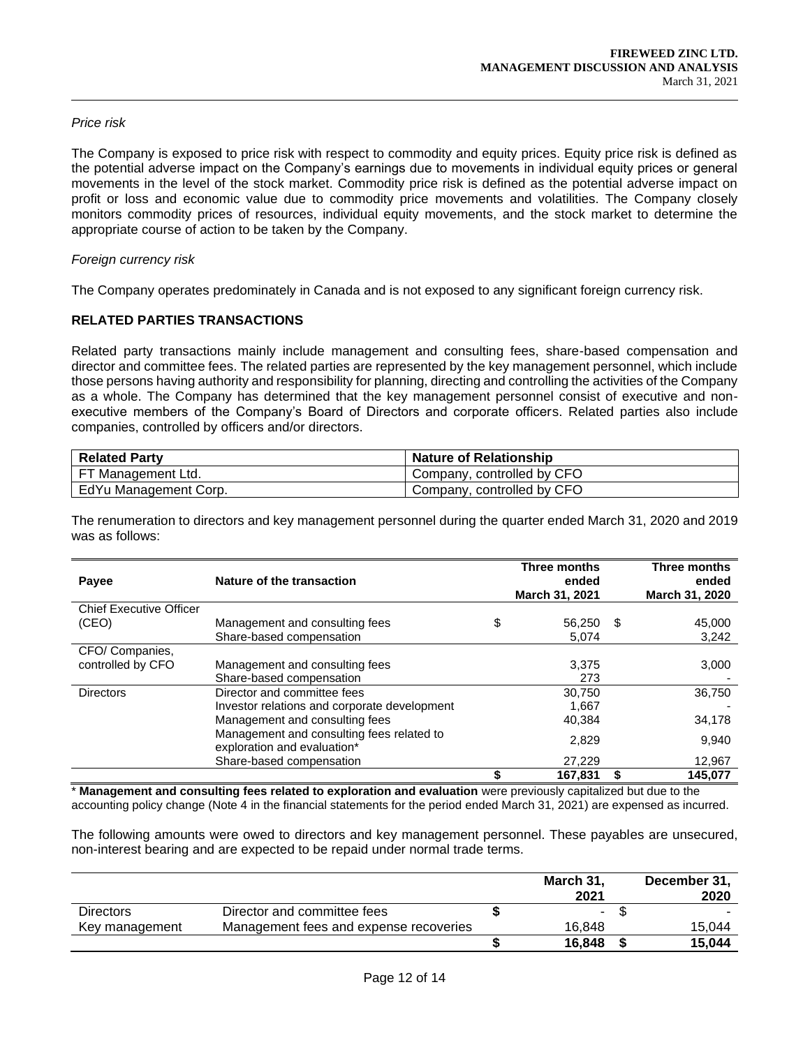*Price risk*

The Company is exposed to price risk with respect to commodity and equity prices. Equity price risk is defined as the potential adverse impact on the Company's earnings due to movements in individual equity prices or general movements in the level of the stock market. Commodity price risk is defined as the potential adverse impact on profit or loss and economic value due to commodity price movements and volatilities. The Company closely monitors commodity prices of resources, individual equity movements, and the stock market to determine the appropriate course of action to be taken by the Company.

*Foreign currency risk*

The Company operates predominately in Canada and is not exposed to any significant foreign currency risk.

## RELATED PARTIES TRANSACTIONS

Related party transactions mainly include management and consulting fees, share-based compensation and director and committee fees. The related parties are represented by the key management personnel, which include those persons having authority and responsibility for planning, directing and controlling the activities of the Company as a whole. The Company has determined that the key management personnel consist of executive and non-executive members of the Company's Board of Directors and corporate officers. Related parties also include companies, controlled by officers and/or directors.

| Related Party | Nature of Relationship |
|---|---|
| FT Management Ltd. | Company, controlled by CFO |
| EdYu Management Corp. | Company, controlled by CFO |

The renumeration to directors and key management personnel during the quarter ended March 31, 2020 and 2019 was as follows:

| Payee | Nature of the transaction | Three months ended March 31, 2021 | Three months ended March 31, 2020 |
|---|---|---|---|
| Chief Executive Officer (CEO) | Management and consulting fees | $ 56,250 | $ 45,000 |
| | Share-based compensation | 5,074 | 3,242 |
| CFO/ Companies, controlled by CFO | Management and consulting fees | 3,375 | 3,000 |
| | Share-based compensation | 273 | - |
| Directors | Director and committee fees | 30,750 | 36,750 |
| | Investor relations and corporate development | 1,667 | - |
| | Management and consulting fees | 40,384 | 34,178 |
| | Management and consulting fees related to exploration and evaluation* | 2,829 | 9,940 |
| | Share-based compensation | 27,229 | 12,967 |
| | | $ 167,831 | $ 145,077 |

\* **Management and consulting fees related to exploration and evaluation** were previously capitalized but due to the accounting policy change (Note 4 in the financial statements for the period ended March 31, 2021) are expensed as incurred.

The following amounts were owed to directors and key management personnel. These payables are unsecured, non-interest bearing and are expected to be repaid under normal trade terms.

| | | March 31, 2021 | December 31, 2020 |
|---|---|---|---|
| Directors | Director and committee fees | $ - | $ - |
| Key management | Management fees and expense recoveries | 16,848 | 15,044 |
| | | $ 16,848 | $ 15,044 |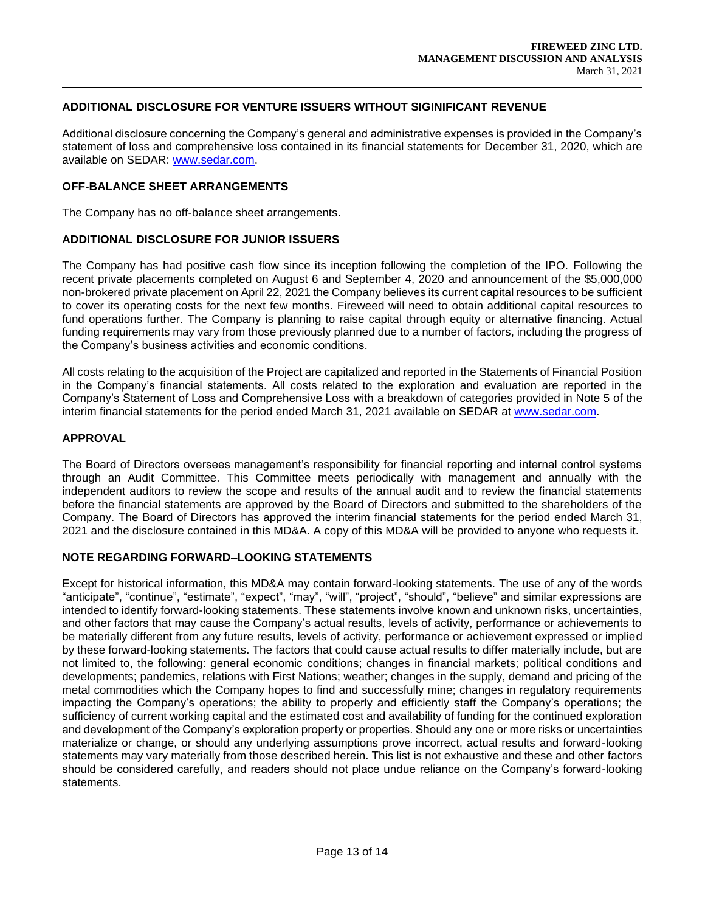## ADDITIONAL DISCLOSURE FOR VENTURE ISSUERS WITHOUT SIGINIFICANT REVENUE

Additional disclosure concerning the Company's general and administrative expenses is provided in the Company's statement of loss and comprehensive loss contained in its financial statements for December 31, 2020, which are available on SEDAR: www.sedar.com.

## OFF-BALANCE SHEET ARRANGEMENTS

The Company has no off-balance sheet arrangements.

## ADDITIONAL DISCLOSURE FOR JUNIOR ISSUERS

The Company has had positive cash flow since its inception following the completion of the IPO. Following the recent private placements completed on August 6 and September 4, 2020 and announcement of the $5,000,000 non-brokered private placement on April 22, 2021 the Company believes its current capital resources to be sufficient to cover its operating costs for the next few months. Fireweed will need to obtain additional capital resources to fund operations further. The Company is planning to raise capital through equity or alternative financing. Actual funding requirements may vary from those previously planned due to a number of factors, including the progress of the Company's business activities and economic conditions.

All costs relating to the acquisition of the Project are capitalized and reported in the Statements of Financial Position in the Company's financial statements. All costs related to the exploration and evaluation are reported in the Company's Statement of Loss and Comprehensive Loss with a breakdown of categories provided in Note 5 of the interim financial statements for the period ended March 31, 2021 available on SEDAR at www.sedar.com.

## APPROVAL

The Board of Directors oversees management's responsibility for financial reporting and internal control systems through an Audit Committee. This Committee meets periodically with management and annually with the independent auditors to review the scope and results of the annual audit and to review the financial statements before the financial statements are approved by the Board of Directors and submitted to the shareholders of the Company. The Board of Directors has approved the interim financial statements for the period ended March 31, 2021 and the disclosure contained in this MD&A. A copy of this MD&A will be provided to anyone who requests it.

## NOTE REGARDING FORWARD–LOOKING STATEMENTS

Except for historical information, this MD&A may contain forward-looking statements. The use of any of the words "anticipate", "continue", "estimate", "expect", "may", "will", "project", "should", "believe" and similar expressions are intended to identify forward-looking statements. These statements involve known and unknown risks, uncertainties, and other factors that may cause the Company's actual results, levels of activity, performance or achievements to be materially different from any future results, levels of activity, performance or achievement expressed or implied by these forward-looking statements. The factors that could cause actual results to differ materially include, but are not limited to, the following: general economic conditions; changes in financial markets; political conditions and developments; pandemics, relations with First Nations; weather; changes in the supply, demand and pricing of the metal commodities which the Company hopes to find and successfully mine; changes in regulatory requirements impacting the Company's operations; the ability to properly and efficiently staff the Company's operations; the sufficiency of current working capital and the estimated cost and availability of funding for the continued exploration and development of the Company's exploration property or properties. Should any one or more risks or uncertainties materialize or change, or should any underlying assumptions prove incorrect, actual results and forward-looking statements may vary materially from those described herein. This list is not exhaustive and these and other factors should be considered carefully, and readers should not place undue reliance on the Company's forward-looking statements.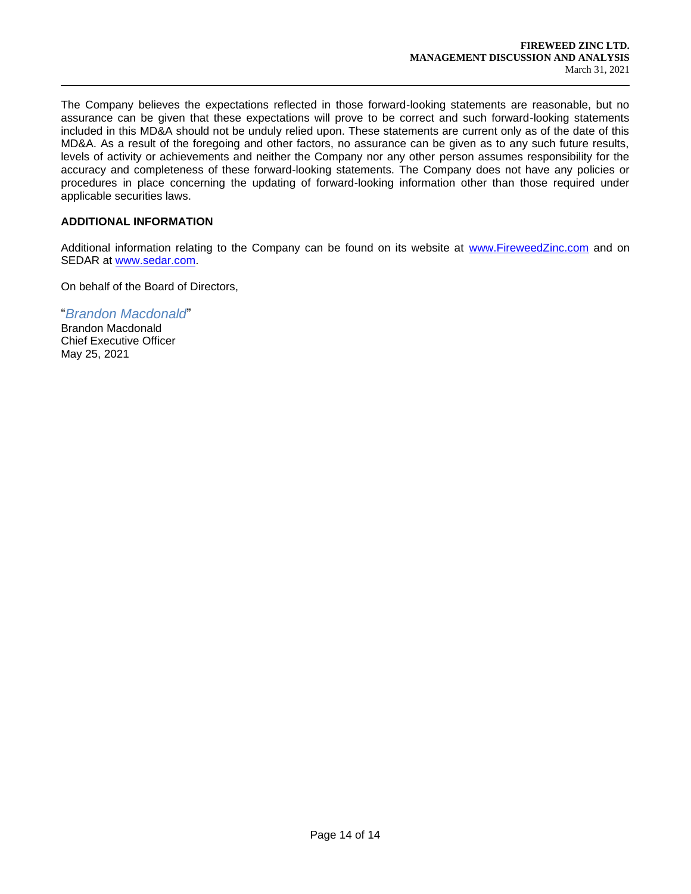The Company believes the expectations reflected in those forward-looking statements are reasonable, but no assurance can be given that these expectations will prove to be correct and such forward-looking statements included in this MD&A should not be unduly relied upon. These statements are current only as of the date of this MD&A. As a result of the foregoing and other factors, no assurance can be given as to any such future results, levels of activity or achievements and neither the Company nor any other person assumes responsibility for the accuracy and completeness of these forward-looking statements. The Company does not have any policies or procedures in place concerning the updating of forward-looking information other than those required under applicable securities laws.

## ADDITIONAL INFORMATION

Additional information relating to the Company can be found on its website at www.FireweedZinc.com and on SEDAR at www.sedar.com.

On behalf of the Board of Directors,

"*Brandon Macdonald*"
Brandon Macdonald
Chief Executive Officer
May 25, 2021